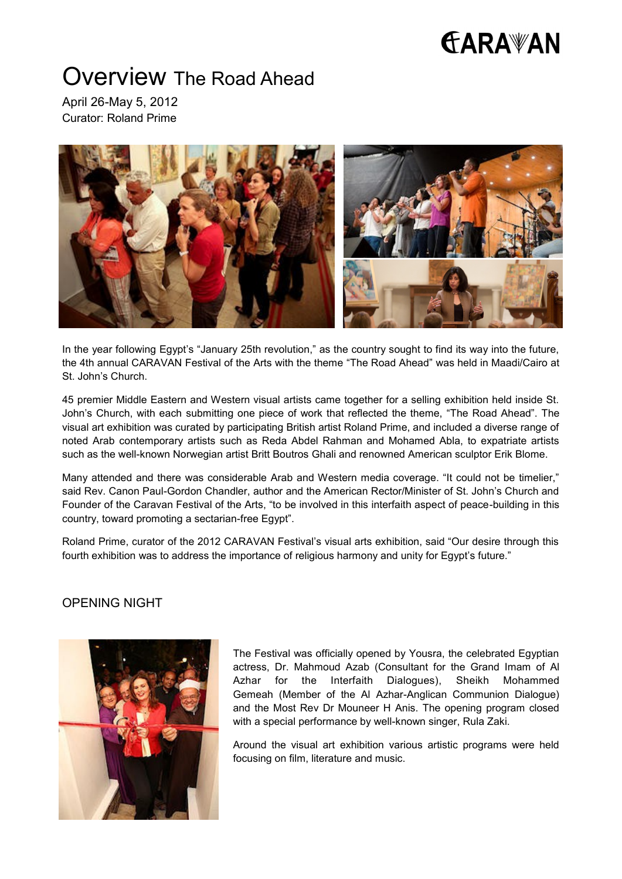CARAVAN

# Overview The Road Ahead

April 26-May 5, 2012
Curator: Roland Prime

In the year following Egypt's "January 25th revolution," as the country sought to find its way into the future, the 4th annual CARAVAN Festival of the Arts with the theme "The Road Ahead" was held in Maadi/Cairo at St. John's Church.

45 premier Middle Eastern and Western visual artists came together for a selling exhibition held inside St. John's Church, with each submitting one piece of work that reflected the theme, "The Road Ahead". The visual art exhibition was curated by participating British artist Roland Prime, and included a diverse range of noted Arab contemporary artists such as Reda Abdel Rahman and Mohamed Abla, to expatriate artists such as the well-known Norwegian artist Britt Boutros Ghali and renowned American sculptor Erik Blome.

Many attended and there was considerable Arab and Western media coverage. "It could not be timelier," said Rev. Canon Paul-Gordon Chandler, author and the American Rector/Minister of St. John's Church and Founder of the Caravan Festival of the Arts, "to be involved in this interfaith aspect of peace-building in this country, toward promoting a sectarian-free Egypt".

Roland Prime, curator of the 2012 CARAVAN Festival's visual arts exhibition, said "Our desire through this fourth exhibition was to address the importance of religious harmony and unity for Egypt's future."

## OPENING NIGHT

The Festival was officially opened by Yousra, the celebrated Egyptian actress, Dr. Mahmoud Azab (Consultant for the Grand Imam of Al Azhar for the Interfaith Dialogues), Sheikh Mohammed Gemeah (Member of the Al Azhar-Anglican Communion Dialogue) and the Most Rev Dr Mouneer H Anis. The opening program closed with a special performance by well-known singer, Rula Zaki.

Around the visual art exhibition various artistic programs were held focusing on film, literature and music.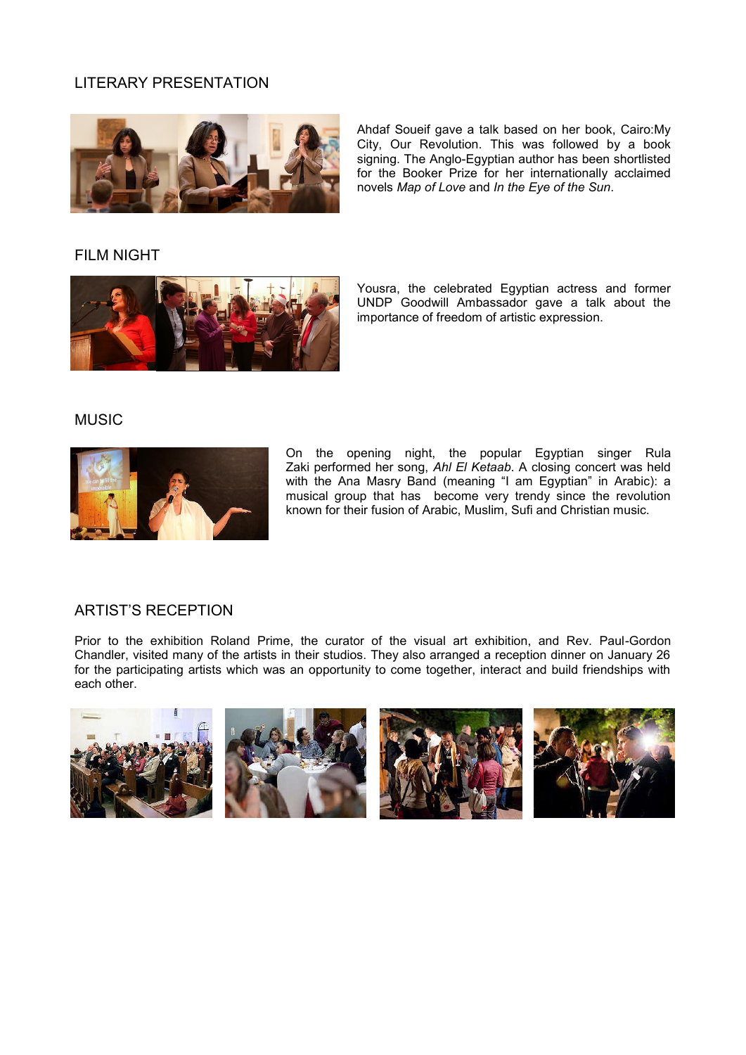## LITERARY PRESENTATION

Ahdaf Soueif gave a talk based on her book, Cairo:My City, Our Revolution. This was followed by a book signing. The Anglo-Egyptian author has been shortlisted for the Booker Prize for her internationally acclaimed novels *Map of Love* and *In the Eye of the Sun*.

## FILM NIGHT

Yousra, the celebrated Egyptian actress and former UNDP Goodwill Ambassador gave a talk about the importance of freedom of artistic expression.

## MUSIC

On the opening night, the popular Egyptian singer Rula Zaki performed her song, *Ahl El Ketaab*. A closing concert was held with the Ana Masry Band (meaning "I am Egyptian" in Arabic): a musical group that has become very trendy since the revolution known for their fusion of Arabic, Muslim, Sufi and Christian music.

## ARTIST'S RECEPTION

Prior to the exhibition Roland Prime, the curator of the visual art exhibition, and Rev. Paul-Gordon Chandler, visited many of the artists in their studios. They also arranged a reception dinner on January 26 for the participating artists which was an opportunity to come together, interact and build friendships with each other.